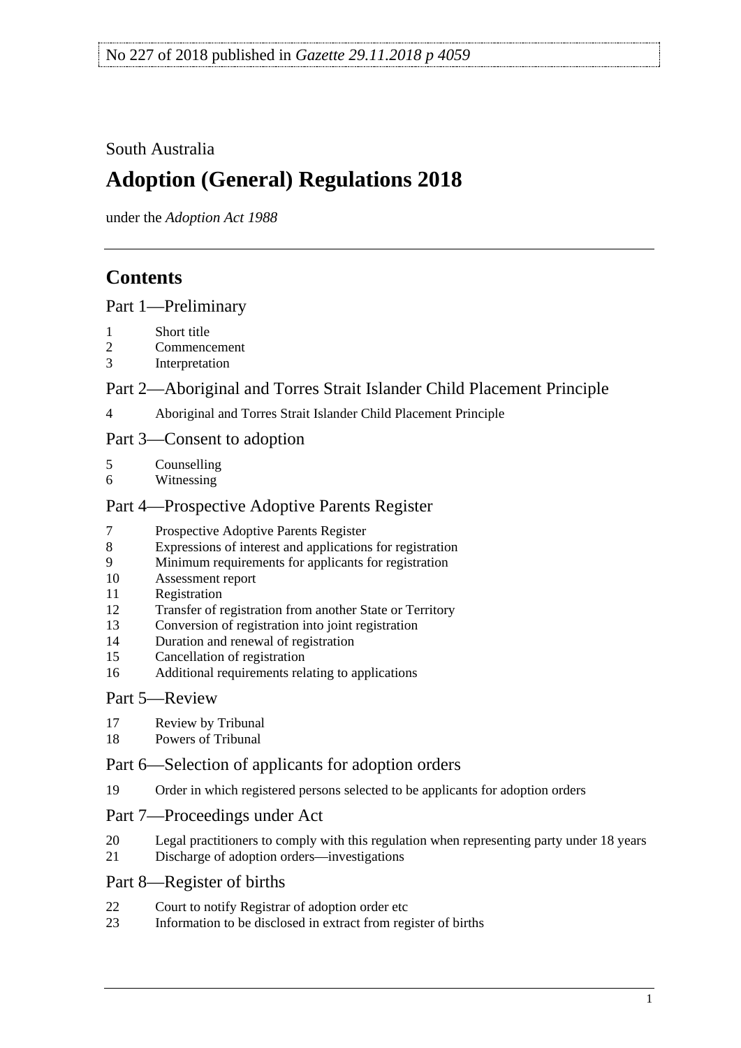No 227 of 2018 published in *Gazette 29.11.2018 p 4059*

South Australia

# Adoption (General) Regulations 2018

under the *Adoption Act 1988*

## Contents

### Part 1—Preliminary

1 Short title
2 Commencement
3 Interpretation

### Part 2—Aboriginal and Torres Strait Islander Child Placement Principle

4 Aboriginal and Torres Strait Islander Child Placement Principle

### Part 3—Consent to adoption

5 Counselling
6 Witnessing

### Part 4—Prospective Adoptive Parents Register

7 Prospective Adoptive Parents Register
8 Expressions of interest and applications for registration
9 Minimum requirements for applicants for registration
10 Assessment report
11 Registration
12 Transfer of registration from another State or Territory
13 Conversion of registration into joint registration
14 Duration and renewal of registration
15 Cancellation of registration
16 Additional requirements relating to applications

### Part 5—Review

17 Review by Tribunal
18 Powers of Tribunal

### Part 6—Selection of applicants for adoption orders

19 Order in which registered persons selected to be applicants for adoption orders

### Part 7—Proceedings under Act

20 Legal practitioners to comply with this regulation when representing party under 18 years
21 Discharge of adoption orders—investigations

### Part 8—Register of births

22 Court to notify Registrar of adoption order etc
23 Information to be disclosed in extract from register of births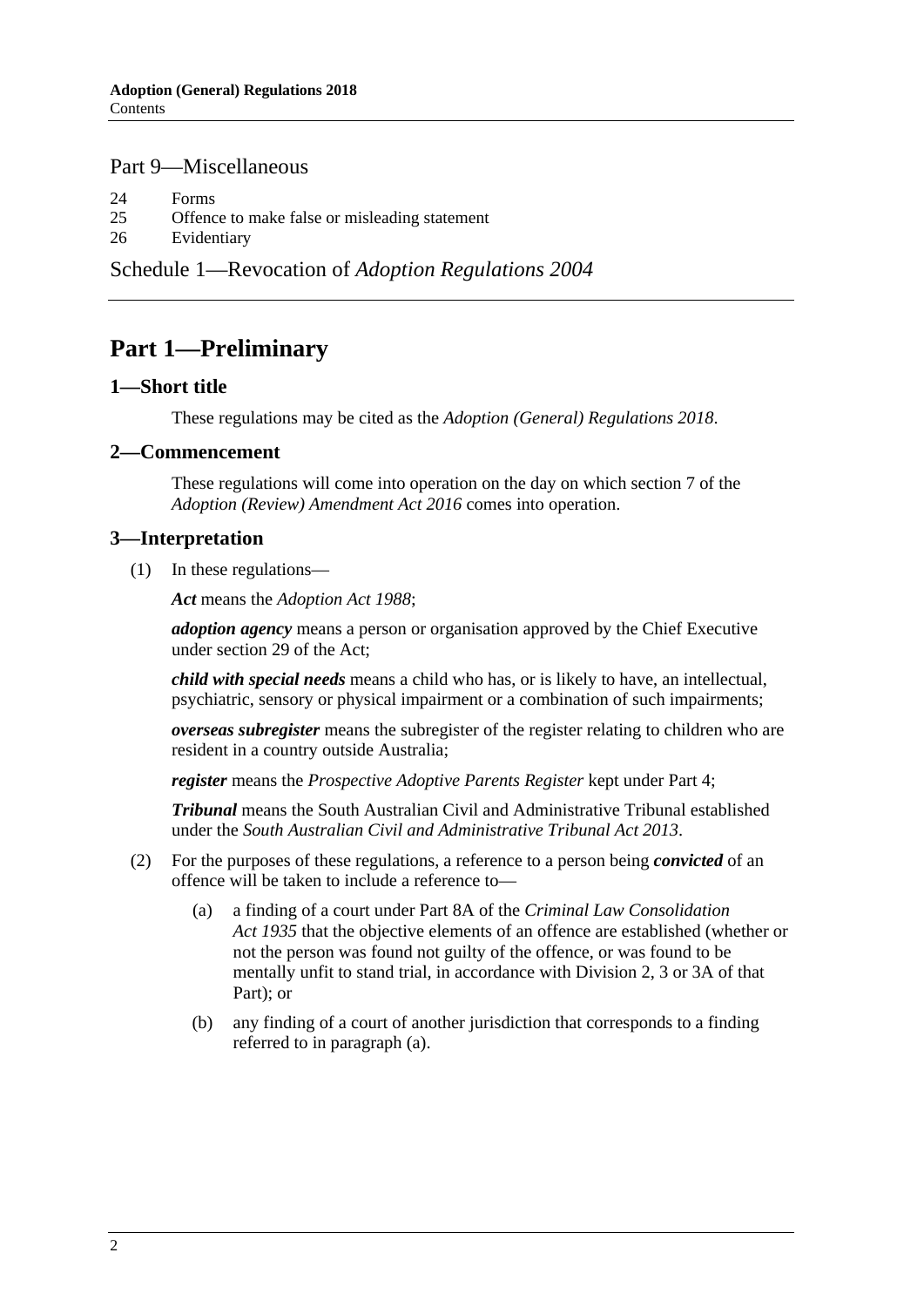## Part 9—Miscellaneous

24 Forms
25 Offence to make false or misleading statement
26 Evidentiary

Schedule 1—Revocation of *Adoption Regulations 2004*

# Part 1—Preliminary

## 1—Short title

These regulations may be cited as the *Adoption (General) Regulations 2018*.

## 2—Commencement

These regulations will come into operation on the day on which section 7 of the *Adoption (Review) Amendment Act 2016* comes into operation.

## 3—Interpretation

(1) In these regulations—

***Act*** means the *Adoption Act 1988*;

***adoption agency*** means a person or organisation approved by the Chief Executive under section 29 of the Act;

***child with special needs*** means a child who has, or is likely to have, an intellectual, psychiatric, sensory or physical impairment or a combination of such impairments;

***overseas subregister*** means the subregister of the register relating to children who are resident in a country outside Australia;

***register*** means the *Prospective Adoptive Parents Register* kept under Part 4;

***Tribunal*** means the South Australian Civil and Administrative Tribunal established under the *South Australian Civil and Administrative Tribunal Act 2013*.

(2) For the purposes of these regulations, a reference to a person being ***convicted*** of an offence will be taken to include a reference to—

(a) a finding of a court under Part 8A of the *Criminal Law Consolidation Act 1935* that the objective elements of an offence are established (whether or not the person was found not guilty of the offence, or was found to be mentally unfit to stand trial, in accordance with Division 2, 3 or 3A of that Part); or

(b) any finding of a court of another jurisdiction that corresponds to a finding referred to in paragraph (a).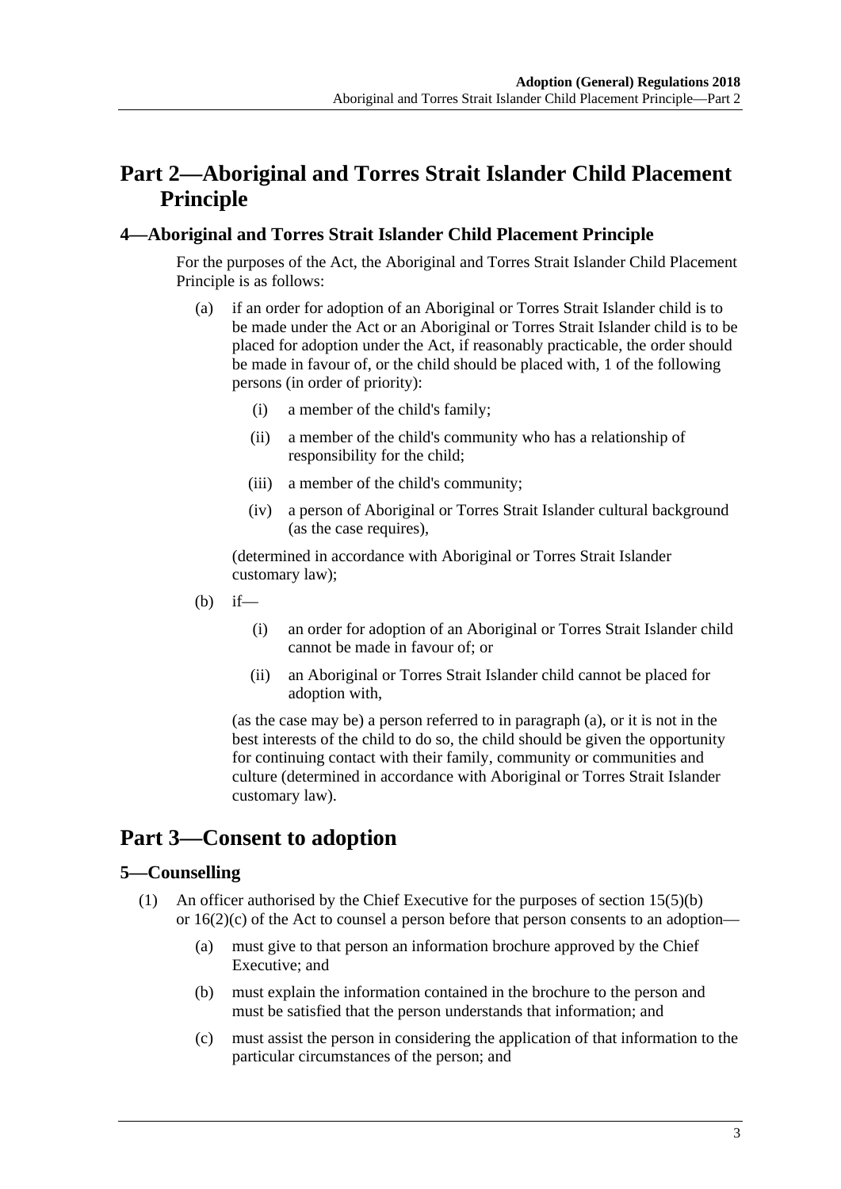# Part 2—Aboriginal and Torres Strait Islander Child Placement Principle

## 4—Aboriginal and Torres Strait Islander Child Placement Principle

For the purposes of the Act, the Aboriginal and Torres Strait Islander Child Placement Principle is as follows:

(a) if an order for adoption of an Aboriginal or Torres Strait Islander child is to be made under the Act or an Aboriginal or Torres Strait Islander child is to be placed for adoption under the Act, if reasonably practicable, the order should be made in favour of, or the child should be placed with, 1 of the following persons (in order of priority):

  (i) a member of the child's family;

  (ii) a member of the child's community who has a relationship of responsibility for the child;

  (iii) a member of the child's community;

  (iv) a person of Aboriginal or Torres Strait Islander cultural background (as the case requires),

(determined in accordance with Aboriginal or Torres Strait Islander customary law);

(b) if—

  (i) an order for adoption of an Aboriginal or Torres Strait Islander child cannot be made in favour of; or

  (ii) an Aboriginal or Torres Strait Islander child cannot be placed for adoption with,

(as the case may be) a person referred to in paragraph (a), or it is not in the best interests of the child to do so, the child should be given the opportunity for continuing contact with their family, community or communities and culture (determined in accordance with Aboriginal or Torres Strait Islander customary law).

# Part 3—Consent to adoption

## 5—Counselling

(1) An officer authorised by the Chief Executive for the purposes of section 15(5)(b) or 16(2)(c) of the Act to counsel a person before that person consents to an adoption—

  (a) must give to that person an information brochure approved by the Chief Executive; and

  (b) must explain the information contained in the brochure to the person and must be satisfied that the person understands that information; and

  (c) must assist the person in considering the application of that information to the particular circumstances of the person; and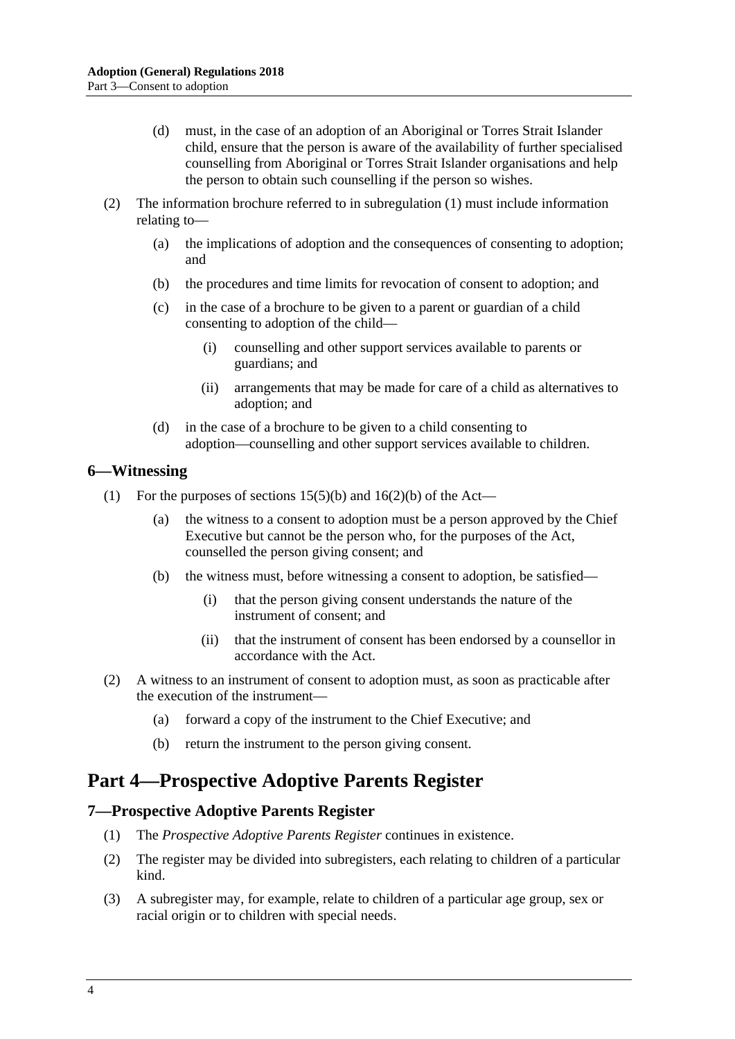(d) must, in the case of an adoption of an Aboriginal or Torres Strait Islander child, ensure that the person is aware of the availability of further specialised counselling from Aboriginal or Torres Strait Islander organisations and help the person to obtain such counselling if the person so wishes.

(2) The information brochure referred to in subregulation (1) must include information relating to—

(a) the implications of adoption and the consequences of consenting to adoption; and

(b) the procedures and time limits for revocation of consent to adoption; and

(c) in the case of a brochure to be given to a parent or guardian of a child consenting to adoption of the child—

(i) counselling and other support services available to parents or guardians; and

(ii) arrangements that may be made for care of a child as alternatives to adoption; and

(d) in the case of a brochure to be given to a child consenting to adoption—counselling and other support services available to children.

### 6—Witnessing

(1) For the purposes of sections 15(5)(b) and 16(2)(b) of the Act—

(a) the witness to a consent to adoption must be a person approved by the Chief Executive but cannot be the person who, for the purposes of the Act, counselled the person giving consent; and

(b) the witness must, before witnessing a consent to adoption, be satisfied—

(i) that the person giving consent understands the nature of the instrument of consent; and

(ii) that the instrument of consent has been endorsed by a counsellor in accordance with the Act.

(2) A witness to an instrument of consent to adoption must, as soon as practicable after the execution of the instrument—

(a) forward a copy of the instrument to the Chief Executive; and

(b) return the instrument to the person giving consent.

## Part 4—Prospective Adoptive Parents Register

### 7—Prospective Adoptive Parents Register

(1) The *Prospective Adoptive Parents Register* continues in existence.

(2) The register may be divided into subregisters, each relating to children of a particular kind.

(3) A subregister may, for example, relate to children of a particular age group, sex or racial origin or to children with special needs.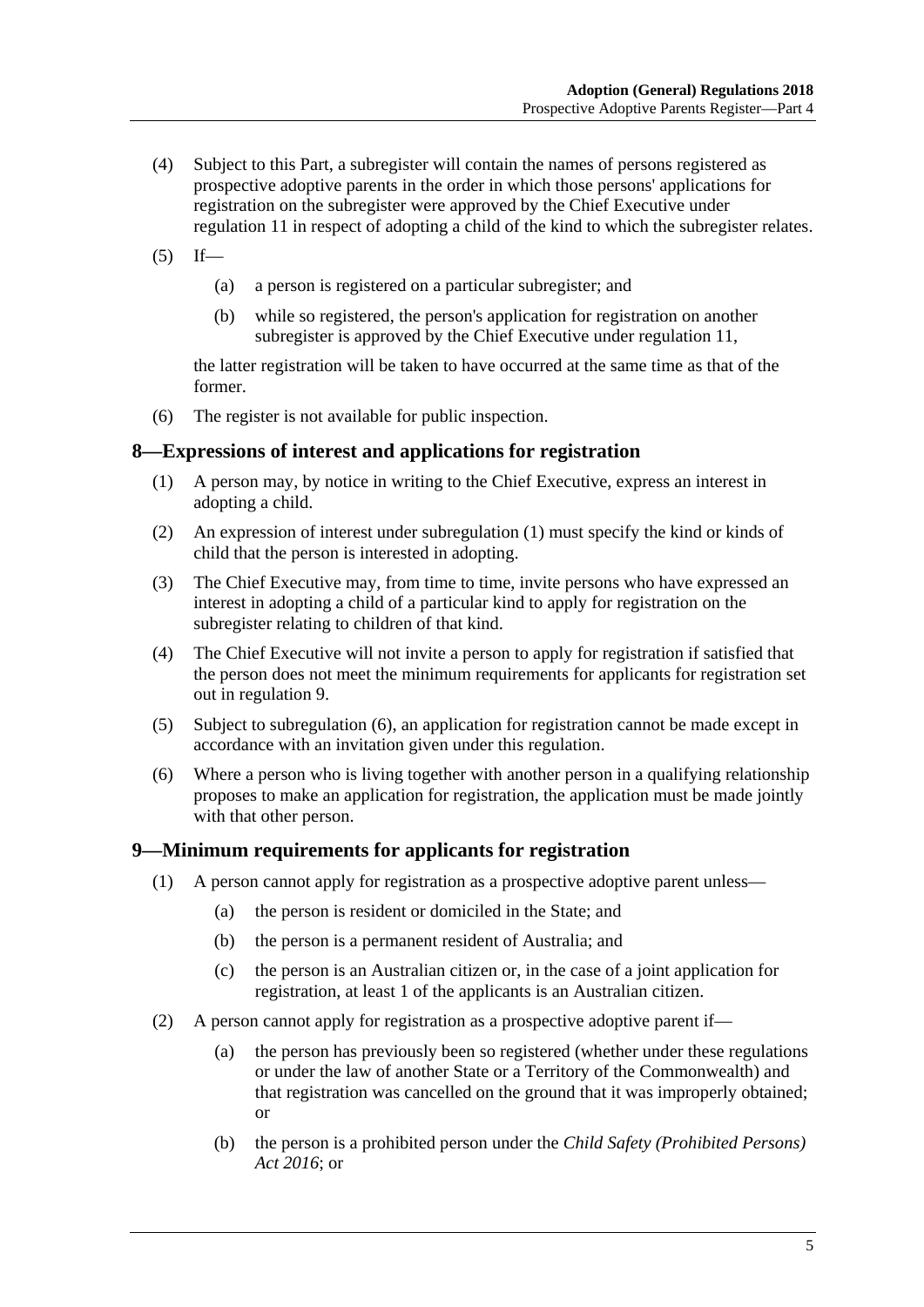(4) Subject to this Part, a subregister will contain the names of persons registered as prospective adoptive parents in the order in which those persons' applications for registration on the subregister were approved by the Chief Executive under regulation 11 in respect of adopting a child of the kind to which the subregister relates.

(5) If—

(a) a person is registered on a particular subregister; and

(b) while so registered, the person's application for registration on another subregister is approved by the Chief Executive under regulation 11,

the latter registration will be taken to have occurred at the same time as that of the former.

(6) The register is not available for public inspection.

## 8—Expressions of interest and applications for registration

(1) A person may, by notice in writing to the Chief Executive, express an interest in adopting a child.

(2) An expression of interest under subregulation (1) must specify the kind or kinds of child that the person is interested in adopting.

(3) The Chief Executive may, from time to time, invite persons who have expressed an interest in adopting a child of a particular kind to apply for registration on the subregister relating to children of that kind.

(4) The Chief Executive will not invite a person to apply for registration if satisfied that the person does not meet the minimum requirements for applicants for registration set out in regulation 9.

(5) Subject to subregulation (6), an application for registration cannot be made except in accordance with an invitation given under this regulation.

(6) Where a person who is living together with another person in a qualifying relationship proposes to make an application for registration, the application must be made jointly with that other person.

## 9—Minimum requirements for applicants for registration

(1) A person cannot apply for registration as a prospective adoptive parent unless—

(a) the person is resident or domiciled in the State; and

(b) the person is a permanent resident of Australia; and

(c) the person is an Australian citizen or, in the case of a joint application for registration, at least 1 of the applicants is an Australian citizen.

(2) A person cannot apply for registration as a prospective adoptive parent if—

(a) the person has previously been so registered (whether under these regulations or under the law of another State or a Territory of the Commonwealth) and that registration was cancelled on the ground that it was improperly obtained; or

(b) the person is a prohibited person under the *Child Safety (Prohibited Persons) Act 2016*; or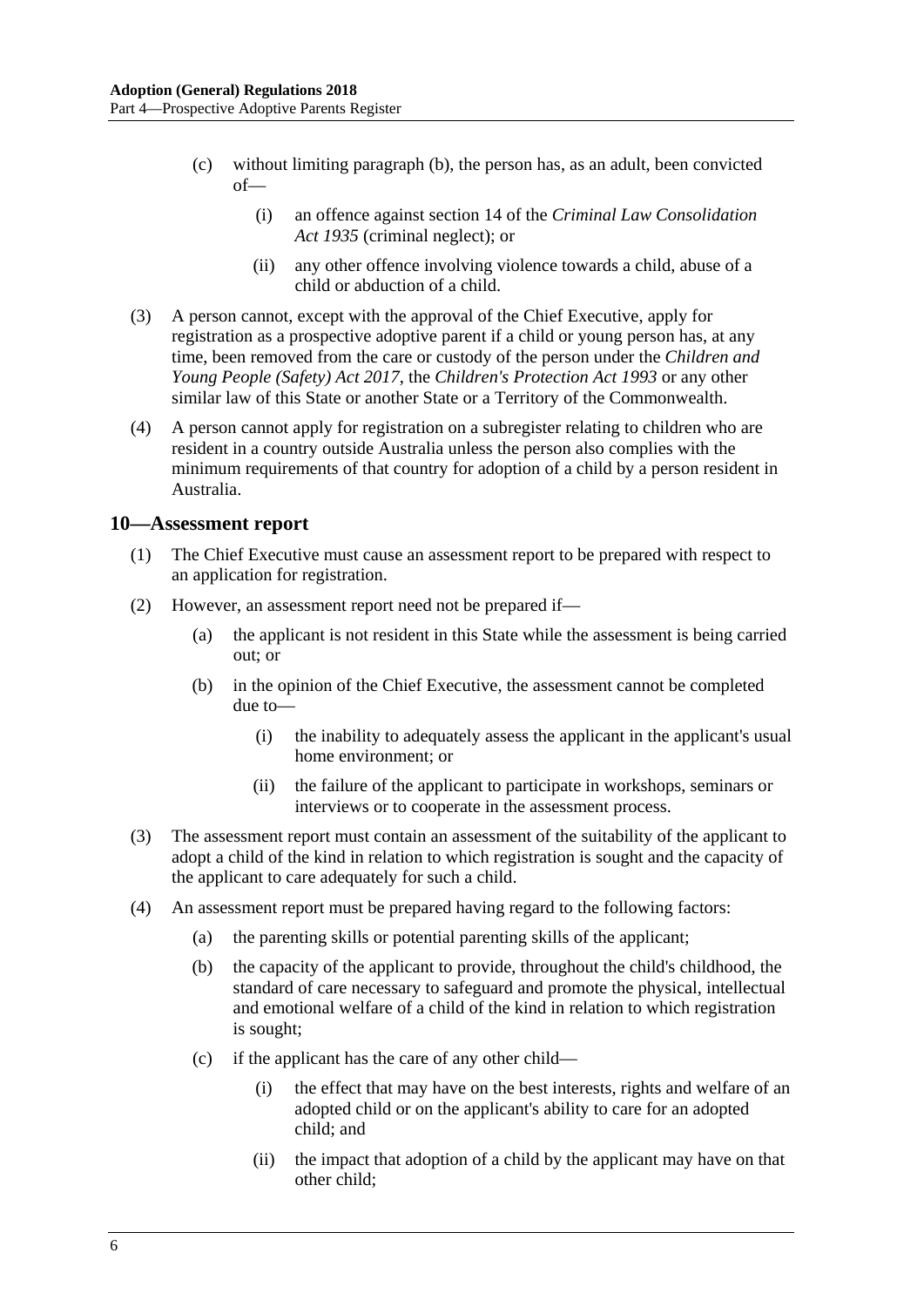(c) without limiting paragraph (b), the person has, as an adult, been convicted of—

(i) an offence against section 14 of the *Criminal Law Consolidation Act 1935* (criminal neglect); or

(ii) any other offence involving violence towards a child, abuse of a child or abduction of a child.

(3) A person cannot, except with the approval of the Chief Executive, apply for registration as a prospective adoptive parent if a child or young person has, at any time, been removed from the care or custody of the person under the *Children and Young People (Safety) Act 2017*, the *Children's Protection Act 1993* or any other similar law of this State or another State or a Territory of the Commonwealth.

(4) A person cannot apply for registration on a subregister relating to children who are resident in a country outside Australia unless the person also complies with the minimum requirements of that country for adoption of a child by a person resident in Australia.

## 10—Assessment report

(1) The Chief Executive must cause an assessment report to be prepared with respect to an application for registration.

(2) However, an assessment report need not be prepared if—

(a) the applicant is not resident in this State while the assessment is being carried out; or

(b) in the opinion of the Chief Executive, the assessment cannot be completed due to—

(i) the inability to adequately assess the applicant in the applicant's usual home environment; or

(ii) the failure of the applicant to participate in workshops, seminars or interviews or to cooperate in the assessment process.

(3) The assessment report must contain an assessment of the suitability of the applicant to adopt a child of the kind in relation to which registration is sought and the capacity of the applicant to care adequately for such a child.

(4) An assessment report must be prepared having regard to the following factors:

(a) the parenting skills or potential parenting skills of the applicant;

(b) the capacity of the applicant to provide, throughout the child's childhood, the standard of care necessary to safeguard and promote the physical, intellectual and emotional welfare of a child of the kind in relation to which registration is sought;

(c) if the applicant has the care of any other child—

(i) the effect that may have on the best interests, rights and welfare of an adopted child or on the applicant's ability to care for an adopted child; and

(ii) the impact that adoption of a child by the applicant may have on that other child;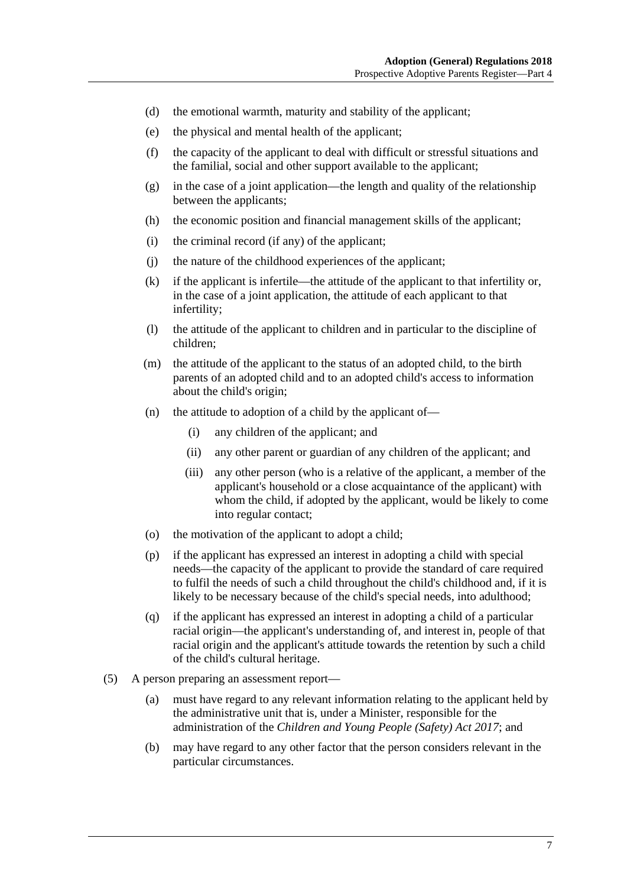(d) the emotional warmth, maturity and stability of the applicant;

(e) the physical and mental health of the applicant;

(f) the capacity of the applicant to deal with difficult or stressful situations and the familial, social and other support available to the applicant;

(g) in the case of a joint application—the length and quality of the relationship between the applicants;

(h) the economic position and financial management skills of the applicant;

(i) the criminal record (if any) of the applicant;

(j) the nature of the childhood experiences of the applicant;

(k) if the applicant is infertile—the attitude of the applicant to that infertility or, in the case of a joint application, the attitude of each applicant to that infertility;

(l) the attitude of the applicant to children and in particular to the discipline of children;

(m) the attitude of the applicant to the status of an adopted child, to the birth parents of an adopted child and to an adopted child's access to information about the child's origin;

(n) the attitude to adoption of a child by the applicant of—

 (i) any children of the applicant; and

 (ii) any other parent or guardian of any children of the applicant; and

 (iii) any other person (who is a relative of the applicant, a member of the applicant's household or a close acquaintance of the applicant) with whom the child, if adopted by the applicant, would be likely to come into regular contact;

(o) the motivation of the applicant to adopt a child;

(p) if the applicant has expressed an interest in adopting a child with special needs—the capacity of the applicant to provide the standard of care required to fulfil the needs of such a child throughout the child's childhood and, if it is likely to be necessary because of the child's special needs, into adulthood;

(q) if the applicant has expressed an interest in adopting a child of a particular racial origin—the applicant's understanding of, and interest in, people of that racial origin and the applicant's attitude towards the retention by such a child of the child's cultural heritage.

(5) A person preparing an assessment report—

(a) must have regard to any relevant information relating to the applicant held by the administrative unit that is, under a Minister, responsible for the administration of the *Children and Young People (Safety) Act 2017*; and

(b) may have regard to any other factor that the person considers relevant in the particular circumstances.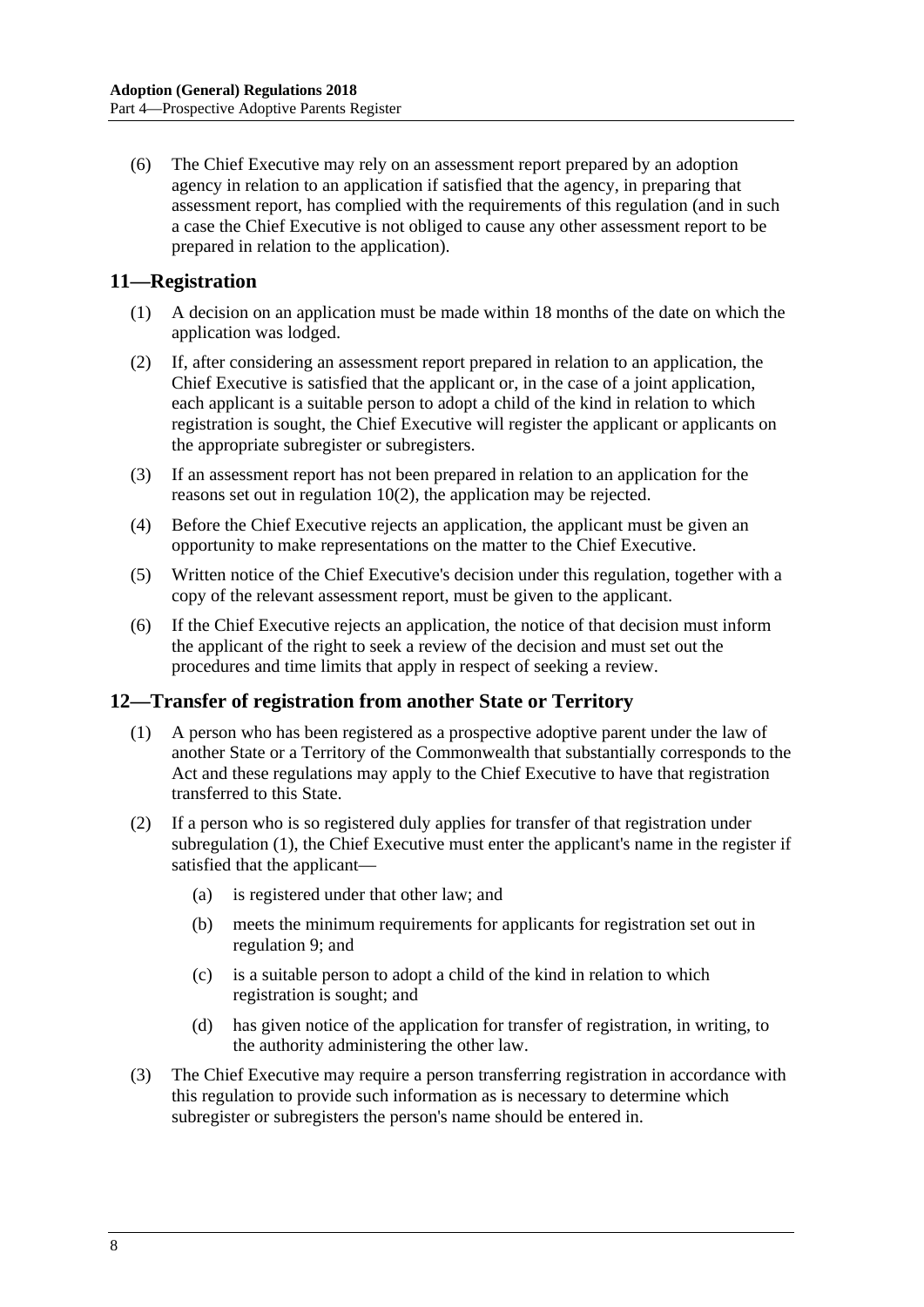(6) The Chief Executive may rely on an assessment report prepared by an adoption agency in relation to an application if satisfied that the agency, in preparing that assessment report, has complied with the requirements of this regulation (and in such a case the Chief Executive is not obliged to cause any other assessment report to be prepared in relation to the application).

## 11—Registration

(1) A decision on an application must be made within 18 months of the date on which the application was lodged.

(2) If, after considering an assessment report prepared in relation to an application, the Chief Executive is satisfied that the applicant or, in the case of a joint application, each applicant is a suitable person to adopt a child of the kind in relation to which registration is sought, the Chief Executive will register the applicant or applicants on the appropriate subregister or subregisters.

(3) If an assessment report has not been prepared in relation to an application for the reasons set out in regulation 10(2), the application may be rejected.

(4) Before the Chief Executive rejects an application, the applicant must be given an opportunity to make representations on the matter to the Chief Executive.

(5) Written notice of the Chief Executive's decision under this regulation, together with a copy of the relevant assessment report, must be given to the applicant.

(6) If the Chief Executive rejects an application, the notice of that decision must inform the applicant of the right to seek a review of the decision and must set out the procedures and time limits that apply in respect of seeking a review.

## 12—Transfer of registration from another State or Territory

(1) A person who has been registered as a prospective adoptive parent under the law of another State or a Territory of the Commonwealth that substantially corresponds to the Act and these regulations may apply to the Chief Executive to have that registration transferred to this State.

(2) If a person who is so registered duly applies for transfer of that registration under subregulation (1), the Chief Executive must enter the applicant's name in the register if satisfied that the applicant—

(a) is registered under that other law; and

(b) meets the minimum requirements for applicants for registration set out in regulation 9; and

(c) is a suitable person to adopt a child of the kind in relation to which registration is sought; and

(d) has given notice of the application for transfer of registration, in writing, to the authority administering the other law.

(3) The Chief Executive may require a person transferring registration in accordance with this regulation to provide such information as is necessary to determine which subregister or subregisters the person's name should be entered in.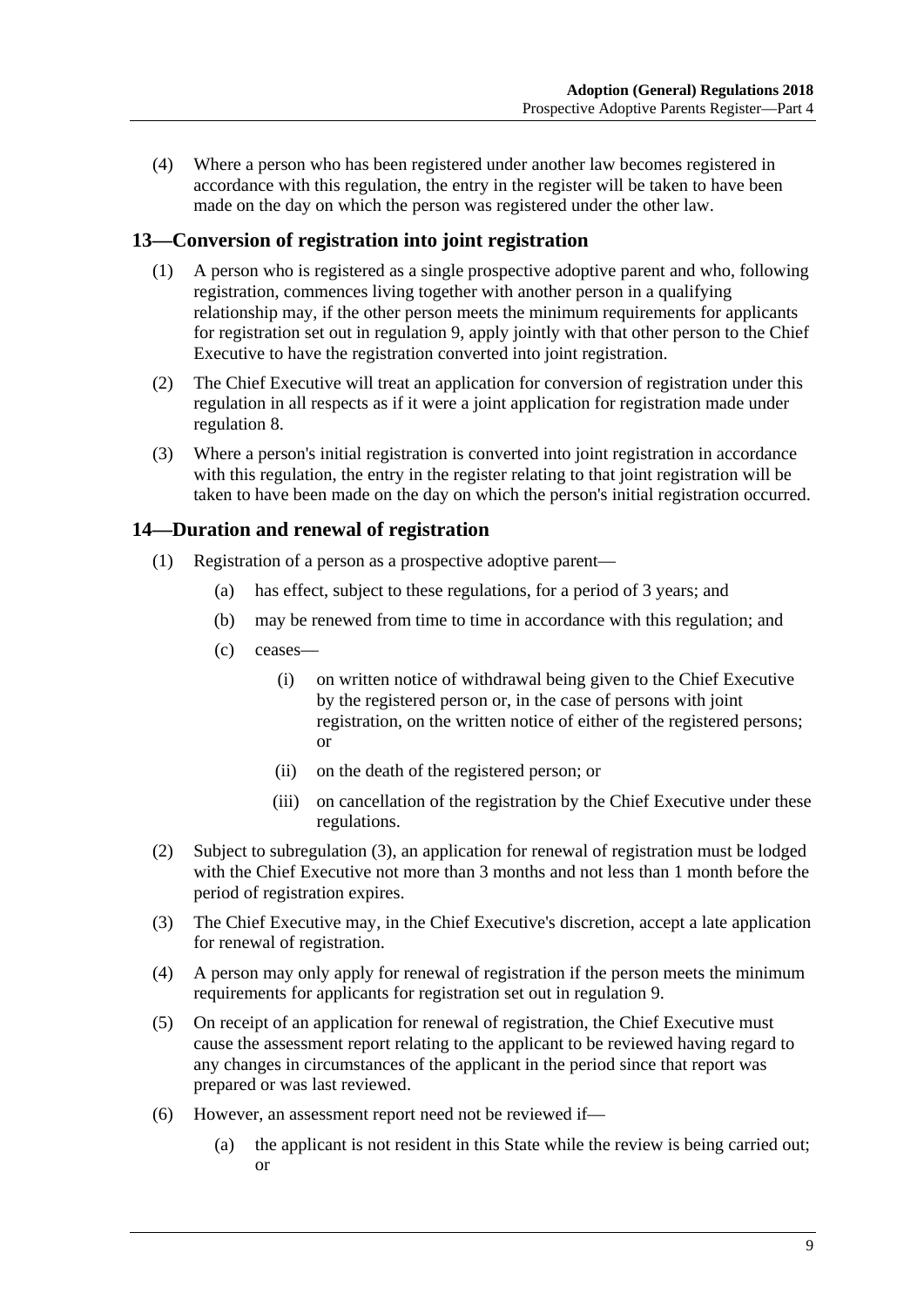(4) Where a person who has been registered under another law becomes registered in accordance with this regulation, the entry in the register will be taken to have been made on the day on which the person was registered under the other law.

## 13—Conversion of registration into joint registration

(1) A person who is registered as a single prospective adoptive parent and who, following registration, commences living together with another person in a qualifying relationship may, if the other person meets the minimum requirements for applicants for registration set out in regulation 9, apply jointly with that other person to the Chief Executive to have the registration converted into joint registration.

(2) The Chief Executive will treat an application for conversion of registration under this regulation in all respects as if it were a joint application for registration made under regulation 8.

(3) Where a person's initial registration is converted into joint registration in accordance with this regulation, the entry in the register relating to that joint registration will be taken to have been made on the day on which the person's initial registration occurred.

## 14—Duration and renewal of registration

(1) Registration of a person as a prospective adoptive parent—

- (a) has effect, subject to these regulations, for a period of 3 years; and
- (b) may be renewed from time to time in accordance with this regulation; and
- (c) ceases—
  - (i) on written notice of withdrawal being given to the Chief Executive by the registered person or, in the case of persons with joint registration, on the written notice of either of the registered persons; or
  - (ii) on the death of the registered person; or
  - (iii) on cancellation of the registration by the Chief Executive under these regulations.

(2) Subject to subregulation (3), an application for renewal of registration must be lodged with the Chief Executive not more than 3 months and not less than 1 month before the period of registration expires.

(3) The Chief Executive may, in the Chief Executive's discretion, accept a late application for renewal of registration.

(4) A person may only apply for renewal of registration if the person meets the minimum requirements for applicants for registration set out in regulation 9.

(5) On receipt of an application for renewal of registration, the Chief Executive must cause the assessment report relating to the applicant to be reviewed having regard to any changes in circumstances of the applicant in the period since that report was prepared or was last reviewed.

(6) However, an assessment report need not be reviewed if—

- (a) the applicant is not resident in this State while the review is being carried out; or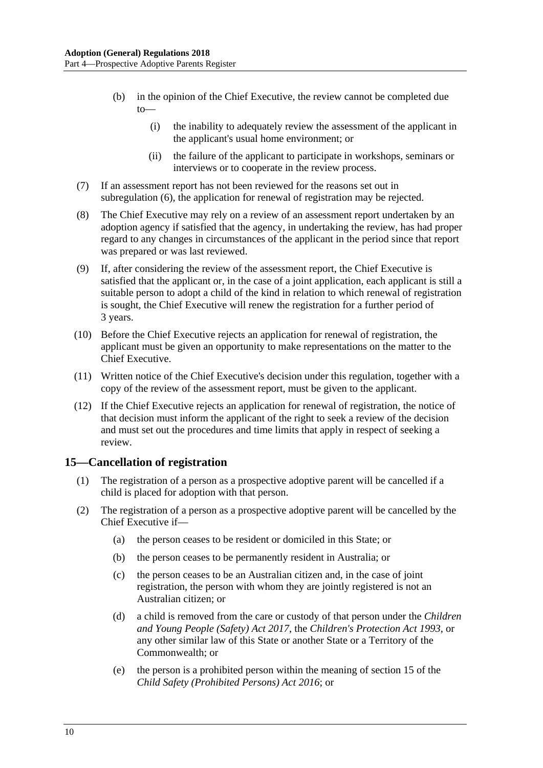(b) in the opinion of the Chief Executive, the review cannot be completed due to—

(i) the inability to adequately review the assessment of the applicant in the applicant's usual home environment; or

(ii) the failure of the applicant to participate in workshops, seminars or interviews or to cooperate in the review process.

(7) If an assessment report has not been reviewed for the reasons set out in subregulation (6), the application for renewal of registration may be rejected.

(8) The Chief Executive may rely on a review of an assessment report undertaken by an adoption agency if satisfied that the agency, in undertaking the review, has had proper regard to any changes in circumstances of the applicant in the period since that report was prepared or was last reviewed.

(9) If, after considering the review of the assessment report, the Chief Executive is satisfied that the applicant or, in the case of a joint application, each applicant is still a suitable person to adopt a child of the kind in relation to which renewal of registration is sought, the Chief Executive will renew the registration for a further period of 3 years.

(10) Before the Chief Executive rejects an application for renewal of registration, the applicant must be given an opportunity to make representations on the matter to the Chief Executive.

(11) Written notice of the Chief Executive's decision under this regulation, together with a copy of the review of the assessment report, must be given to the applicant.

(12) If the Chief Executive rejects an application for renewal of registration, the notice of that decision must inform the applicant of the right to seek a review of the decision and must set out the procedures and time limits that apply in respect of seeking a review.

## 15—Cancellation of registration

(1) The registration of a person as a prospective adoptive parent will be cancelled if a child is placed for adoption with that person.

(2) The registration of a person as a prospective adoptive parent will be cancelled by the Chief Executive if—

(a) the person ceases to be resident or domiciled in this State; or

(b) the person ceases to be permanently resident in Australia; or

(c) the person ceases to be an Australian citizen and, in the case of joint registration, the person with whom they are jointly registered is not an Australian citizen; or

(d) a child is removed from the care or custody of that person under the *Children and Young People (Safety) Act 2017*, the *Children's Protection Act 1993*, or any other similar law of this State or another State or a Territory of the Commonwealth; or

(e) the person is a prohibited person within the meaning of section 15 of the *Child Safety (Prohibited Persons) Act 2016*; or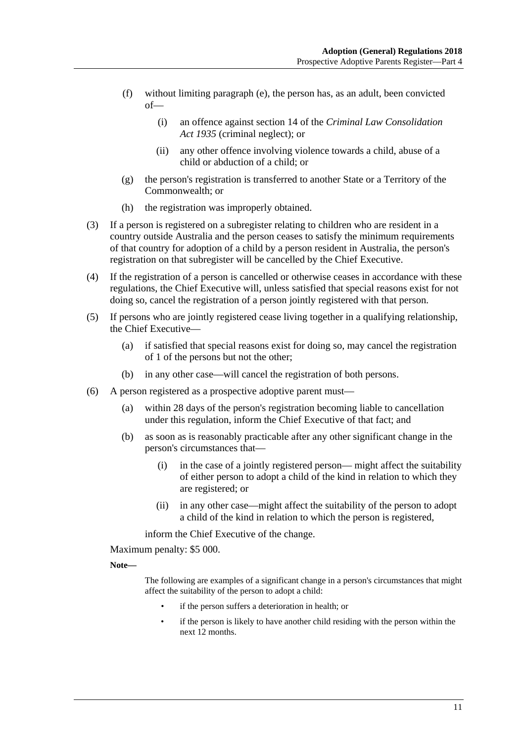(f) without limiting paragraph (e), the person has, as an adult, been convicted of—

  (i) an offence against section 14 of the *Criminal Law Consolidation Act 1935* (criminal neglect); or

  (ii) any other offence involving violence towards a child, abuse of a child or abduction of a child; or

(g) the person's registration is transferred to another State or a Territory of the Commonwealth; or

(h) the registration was improperly obtained.

(3) If a person is registered on a subregister relating to children who are resident in a country outside Australia and the person ceases to satisfy the minimum requirements of that country for adoption of a child by a person resident in Australia, the person's registration on that subregister will be cancelled by the Chief Executive.

(4) If the registration of a person is cancelled or otherwise ceases in accordance with these regulations, the Chief Executive will, unless satisfied that special reasons exist for not doing so, cancel the registration of a person jointly registered with that person.

(5) If persons who are jointly registered cease living together in a qualifying relationship, the Chief Executive—

  (a) if satisfied that special reasons exist for doing so, may cancel the registration of 1 of the persons but not the other;

  (b) in any other case—will cancel the registration of both persons.

(6) A person registered as a prospective adoptive parent must—

  (a) within 28 days of the person's registration becoming liable to cancellation under this regulation, inform the Chief Executive of that fact; and

  (b) as soon as is reasonably practicable after any other significant change in the person's circumstances that—

    (i) in the case of a jointly registered person— might affect the suitability of either person to adopt a child of the kind in relation to which they are registered; or

    (ii) in any other case—might affect the suitability of the person to adopt a child of the kind in relation to which the person is registered,

  inform the Chief Executive of the change.

Maximum penalty: $5 000.

**Note—**

The following are examples of a significant change in a person's circumstances that might affect the suitability of the person to adopt a child:

- if the person suffers a deterioration in health; or
- if the person is likely to have another child residing with the person within the next 12 months.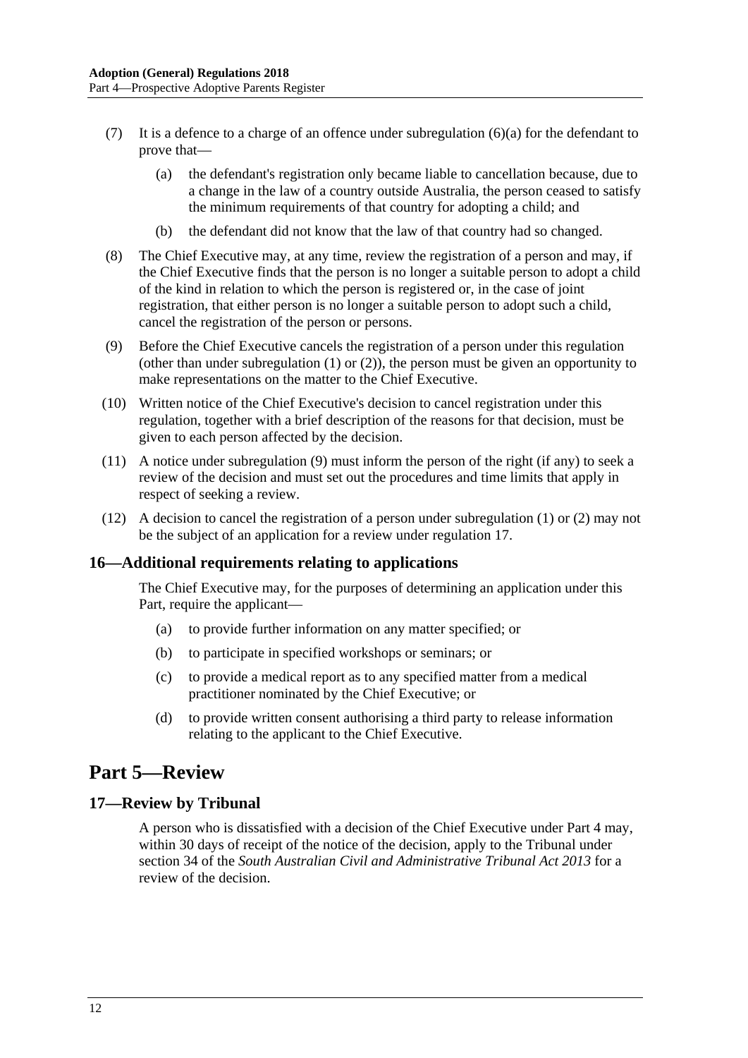(7) It is a defence to a charge of an offence under subregulation (6)(a) for the defendant to prove that—

(a) the defendant's registration only became liable to cancellation because, due to a change in the law of a country outside Australia, the person ceased to satisfy the minimum requirements of that country for adopting a child; and

(b) the defendant did not know that the law of that country had so changed.

(8) The Chief Executive may, at any time, review the registration of a person and may, if the Chief Executive finds that the person is no longer a suitable person to adopt a child of the kind in relation to which the person is registered or, in the case of joint registration, that either person is no longer a suitable person to adopt such a child, cancel the registration of the person or persons.

(9) Before the Chief Executive cancels the registration of a person under this regulation (other than under subregulation (1) or (2)), the person must be given an opportunity to make representations on the matter to the Chief Executive.

(10) Written notice of the Chief Executive's decision to cancel registration under this regulation, together with a brief description of the reasons for that decision, must be given to each person affected by the decision.

(11) A notice under subregulation (9) must inform the person of the right (if any) to seek a review of the decision and must set out the procedures and time limits that apply in respect of seeking a review.

(12) A decision to cancel the registration of a person under subregulation (1) or (2) may not be the subject of an application for a review under regulation 17.

### 16—Additional requirements relating to applications

The Chief Executive may, for the purposes of determining an application under this Part, require the applicant—

(a) to provide further information on any matter specified; or

(b) to participate in specified workshops or seminars; or

(c) to provide a medical report as to any specified matter from a medical practitioner nominated by the Chief Executive; or

(d) to provide written consent authorising a third party to release information relating to the applicant to the Chief Executive.

## Part 5—Review

### 17—Review by Tribunal

A person who is dissatisfied with a decision of the Chief Executive under Part 4 may, within 30 days of receipt of the notice of the decision, apply to the Tribunal under section 34 of the *South Australian Civil and Administrative Tribunal Act 2013* for a review of the decision.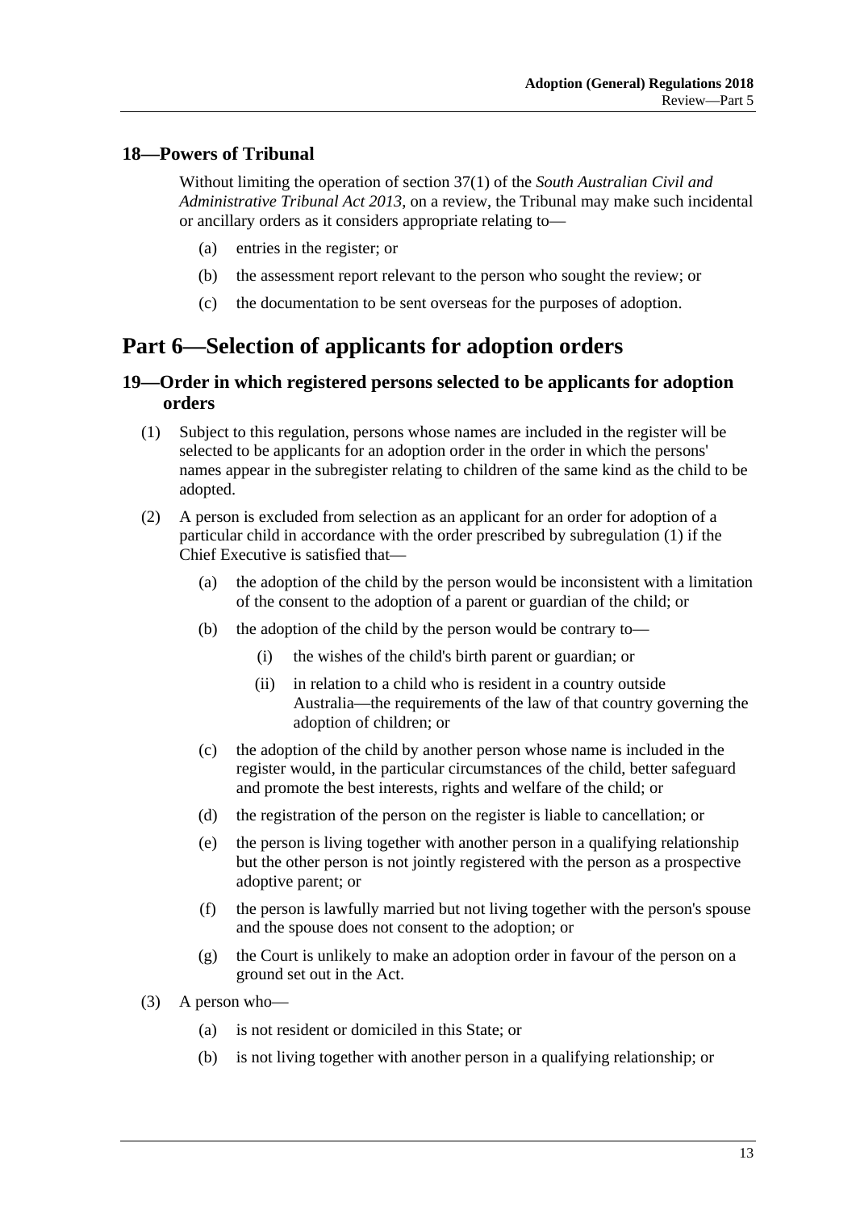### 18—Powers of Tribunal

Without limiting the operation of section 37(1) of the *South Australian Civil and Administrative Tribunal Act 2013*, on a review, the Tribunal may make such incidental or ancillary orders as it considers appropriate relating to—

(a) entries in the register; or

(b) the assessment report relevant to the person who sought the review; or

(c) the documentation to be sent overseas for the purposes of adoption.

## Part 6—Selection of applicants for adoption orders

### 19—Order in which registered persons selected to be applicants for adoption orders

(1) Subject to this regulation, persons whose names are included in the register will be selected to be applicants for an adoption order in the order in which the persons' names appear in the subregister relating to children of the same kind as the child to be adopted.

(2) A person is excluded from selection as an applicant for an order for adoption of a particular child in accordance with the order prescribed by subregulation (1) if the Chief Executive is satisfied that—

(a) the adoption of the child by the person would be inconsistent with a limitation of the consent to the adoption of a parent or guardian of the child; or

(b) the adoption of the child by the person would be contrary to—

(i) the wishes of the child's birth parent or guardian; or

(ii) in relation to a child who is resident in a country outside Australia—the requirements of the law of that country governing the adoption of children; or

(c) the adoption of the child by another person whose name is included in the register would, in the particular circumstances of the child, better safeguard and promote the best interests, rights and welfare of the child; or

(d) the registration of the person on the register is liable to cancellation; or

(e) the person is living together with another person in a qualifying relationship but the other person is not jointly registered with the person as a prospective adoptive parent; or

(f) the person is lawfully married but not living together with the person's spouse and the spouse does not consent to the adoption; or

(g) the Court is unlikely to make an adoption order in favour of the person on a ground set out in the Act.

(3) A person who—

(a) is not resident or domiciled in this State; or

(b) is not living together with another person in a qualifying relationship; or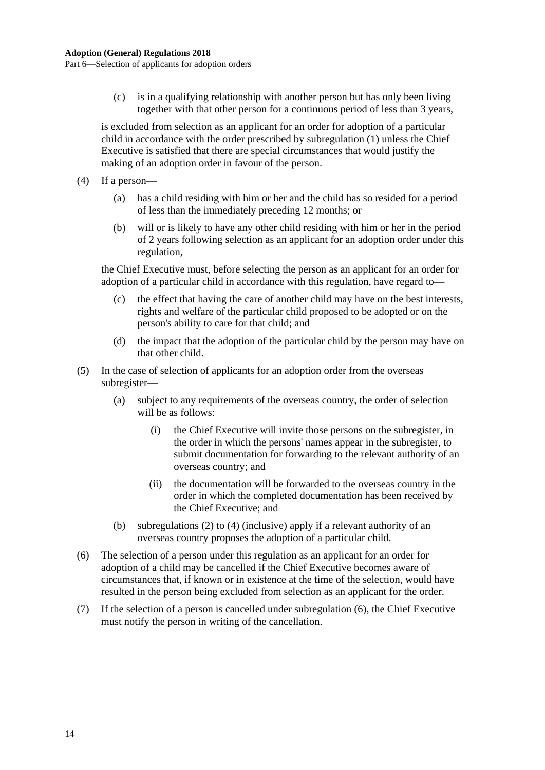(c) is in a qualifying relationship with another person but has only been living together with that other person for a continuous period of less than 3 years,

is excluded from selection as an applicant for an order for adoption of a particular child in accordance with the order prescribed by subregulation (1) unless the Chief Executive is satisfied that there are special circumstances that would justify the making of an adoption order in favour of the person.

(4) If a person—

(a) has a child residing with him or her and the child has so resided for a period of less than the immediately preceding 12 months; or

(b) will or is likely to have any other child residing with him or her in the period of 2 years following selection as an applicant for an adoption order under this regulation,

the Chief Executive must, before selecting the person as an applicant for an order for adoption of a particular child in accordance with this regulation, have regard to—

(c) the effect that having the care of another child may have on the best interests, rights and welfare of the particular child proposed to be adopted or on the person's ability to care for that child; and

(d) the impact that the adoption of the particular child by the person may have on that other child.

(5) In the case of selection of applicants for an adoption order from the overseas subregister—

(a) subject to any requirements of the overseas country, the order of selection will be as follows:

(i) the Chief Executive will invite those persons on the subregister, in the order in which the persons' names appear in the subregister, to submit documentation for forwarding to the relevant authority of an overseas country; and

(ii) the documentation will be forwarded to the overseas country in the order in which the completed documentation has been received by the Chief Executive; and

(b) subregulations (2) to (4) (inclusive) apply if a relevant authority of an overseas country proposes the adoption of a particular child.

(6) The selection of a person under this regulation as an applicant for an order for adoption of a child may be cancelled if the Chief Executive becomes aware of circumstances that, if known or in existence at the time of the selection, would have resulted in the person being excluded from selection as an applicant for the order.

(7) If the selection of a person is cancelled under subregulation (6), the Chief Executive must notify the person in writing of the cancellation.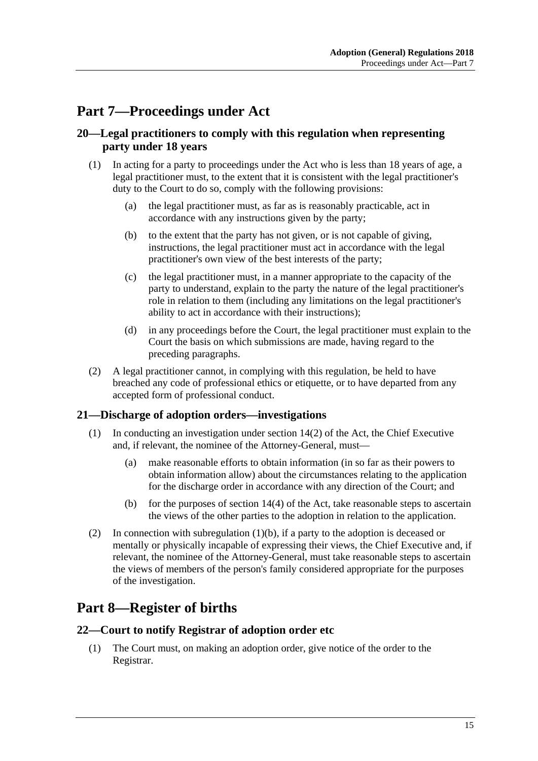# Part 7—Proceedings under Act

## 20—Legal practitioners to comply with this regulation when representing party under 18 years

(1) In acting for a party to proceedings under the Act who is less than 18 years of age, a legal practitioner must, to the extent that it is consistent with the legal practitioner's duty to the Court to do so, comply with the following provisions:

- (a) the legal practitioner must, as far as is reasonably practicable, act in accordance with any instructions given by the party;
- (b) to the extent that the party has not given, or is not capable of giving, instructions, the legal practitioner must act in accordance with the legal practitioner's own view of the best interests of the party;
- (c) the legal practitioner must, in a manner appropriate to the capacity of the party to understand, explain to the party the nature of the legal practitioner's role in relation to them (including any limitations on the legal practitioner's ability to act in accordance with their instructions);
- (d) in any proceedings before the Court, the legal practitioner must explain to the Court the basis on which submissions are made, having regard to the preceding paragraphs.

(2) A legal practitioner cannot, in complying with this regulation, be held to have breached any code of professional ethics or etiquette, or to have departed from any accepted form of professional conduct.

## 21—Discharge of adoption orders—investigations

(1) In conducting an investigation under section 14(2) of the Act, the Chief Executive and, if relevant, the nominee of the Attorney-General, must—

- (a) make reasonable efforts to obtain information (in so far as their powers to obtain information allow) about the circumstances relating to the application for the discharge order in accordance with any direction of the Court; and
- (b) for the purposes of section 14(4) of the Act, take reasonable steps to ascertain the views of the other parties to the adoption in relation to the application.

(2) In connection with subregulation (1)(b), if a party to the adoption is deceased or mentally or physically incapable of expressing their views, the Chief Executive and, if relevant, the nominee of the Attorney-General, must take reasonable steps to ascertain the views of members of the person's family considered appropriate for the purposes of the investigation.

# Part 8—Register of births

## 22—Court to notify Registrar of adoption order etc

(1) The Court must, on making an adoption order, give notice of the order to the Registrar.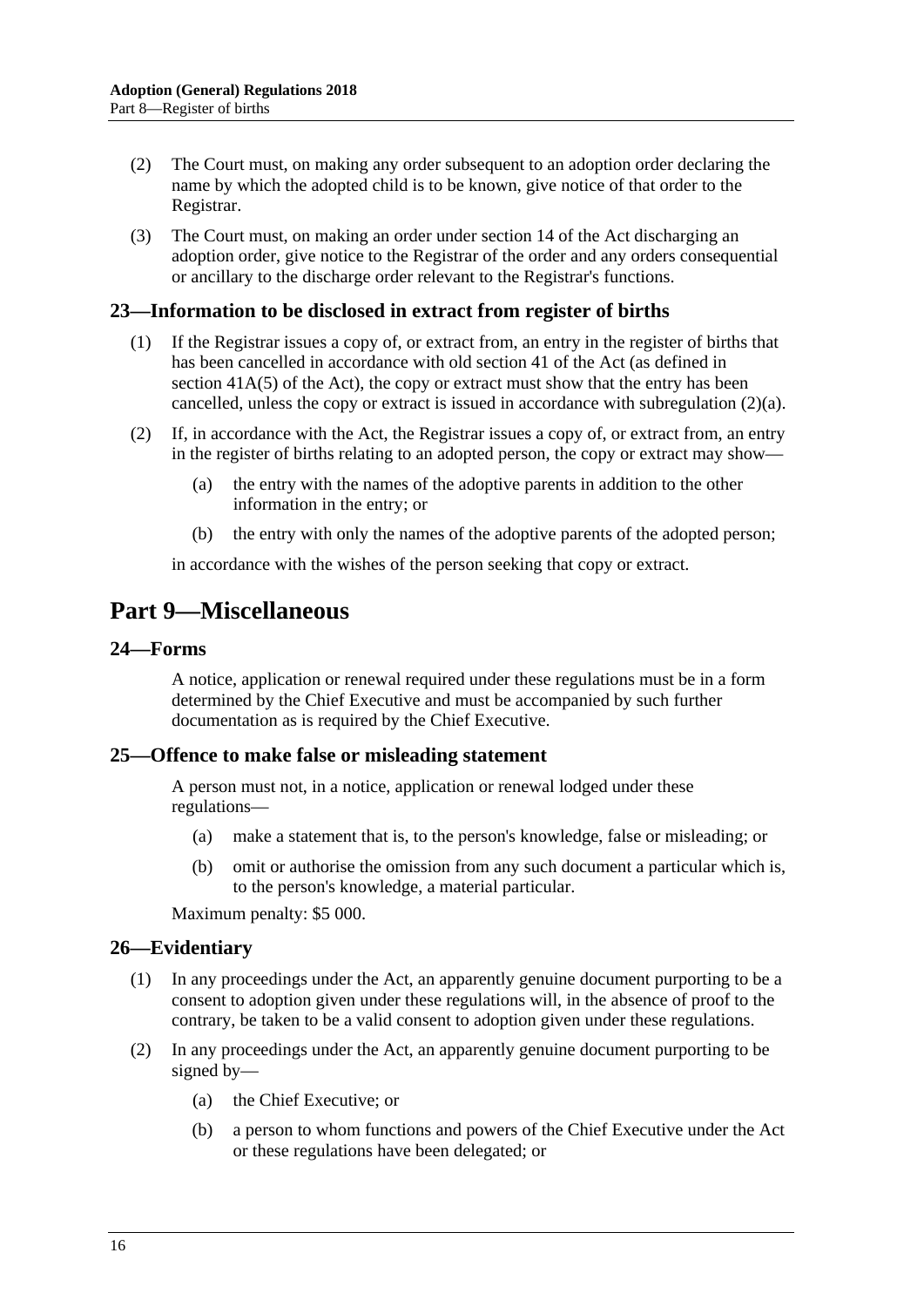(2) The Court must, on making any order subsequent to an adoption order declaring the name by which the adopted child is to be known, give notice of that order to the Registrar.

(3) The Court must, on making an order under section 14 of the Act discharging an adoption order, give notice to the Registrar of the order and any orders consequential or ancillary to the discharge order relevant to the Registrar's functions.

### 23—Information to be disclosed in extract from register of births

(1) If the Registrar issues a copy of, or extract from, an entry in the register of births that has been cancelled in accordance with old section 41 of the Act (as defined in section 41A(5) of the Act), the copy or extract must show that the entry has been cancelled, unless the copy or extract is issued in accordance with subregulation (2)(a).

(2) If, in accordance with the Act, the Registrar issues a copy of, or extract from, an entry in the register of births relating to an adopted person, the copy or extract may show—

- (a) the entry with the names of the adoptive parents in addition to the other information in the entry; or
- (b) the entry with only the names of the adoptive parents of the adopted person;

in accordance with the wishes of the person seeking that copy or extract.

## Part 9—Miscellaneous

### 24—Forms

A notice, application or renewal required under these regulations must be in a form determined by the Chief Executive and must be accompanied by such further documentation as is required by the Chief Executive.

### 25—Offence to make false or misleading statement

A person must not, in a notice, application or renewal lodged under these regulations—

- (a) make a statement that is, to the person's knowledge, false or misleading; or
- (b) omit or authorise the omission from any such document a particular which is, to the person's knowledge, a material particular.

Maximum penalty: $5 000.

### 26—Evidentiary

(1) In any proceedings under the Act, an apparently genuine document purporting to be a consent to adoption given under these regulations will, in the absence of proof to the contrary, be taken to be a valid consent to adoption given under these regulations.

(2) In any proceedings under the Act, an apparently genuine document purporting to be signed by—

- (a) the Chief Executive; or
- (b) a person to whom functions and powers of the Chief Executive under the Act or these regulations have been delegated; or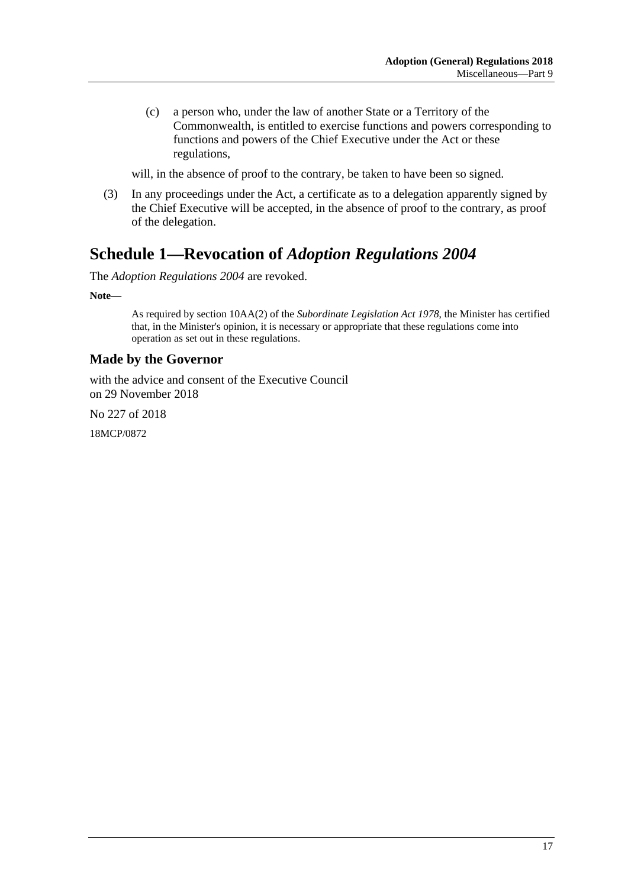(c) a person who, under the law of another State or a Territory of the Commonwealth, is entitled to exercise functions and powers corresponding to functions and powers of the Chief Executive under the Act or these regulations,

will, in the absence of proof to the contrary, be taken to have been so signed.

(3) In any proceedings under the Act, a certificate as to a delegation apparently signed by the Chief Executive will be accepted, in the absence of proof to the contrary, as proof of the delegation.

## Schedule 1—Revocation of *Adoption Regulations 2004*

The *Adoption Regulations 2004* are revoked.

**Note—**

As required by section 10AA(2) of the *Subordinate Legislation Act 1978*, the Minister has certified that, in the Minister's opinion, it is necessary or appropriate that these regulations come into operation as set out in these regulations.

### Made by the Governor

with the advice and consent of the Executive Council
on 29 November 2018

No 227 of 2018

18MCP/0872